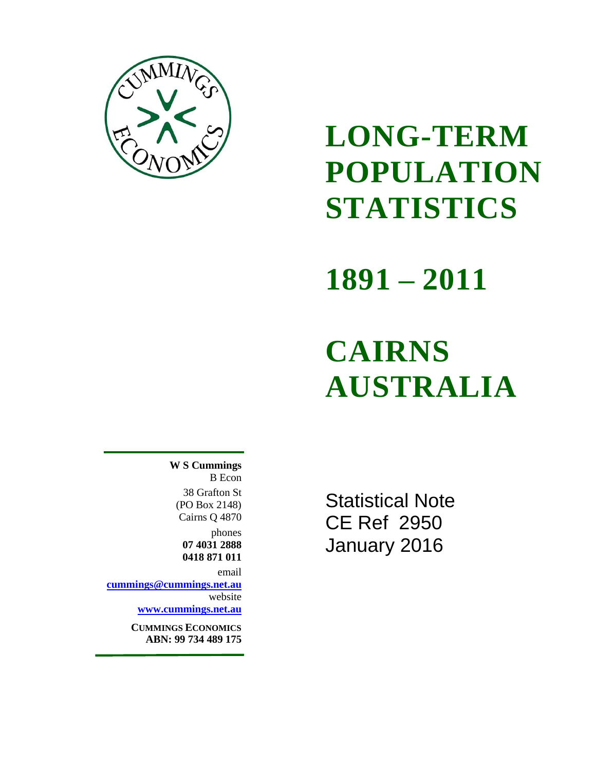# LONG-TERM POPULATION STATISTICS

# 1891 – 2011

# CAIRNS AUSTRALIA

**W S Cummings**
B Econ
38 Grafton St
(PO Box 2148)
Cairns Q 4870
phones
**07 4031 2888**
**0418 871 011**
email
**cummings@cummings.net.au**
website
**www.cummings.net.au**

**CUMMINGS ECONOMICS**
**ABN: 99 734 489 175**

Statistical Note
CE Ref 2950
January 2016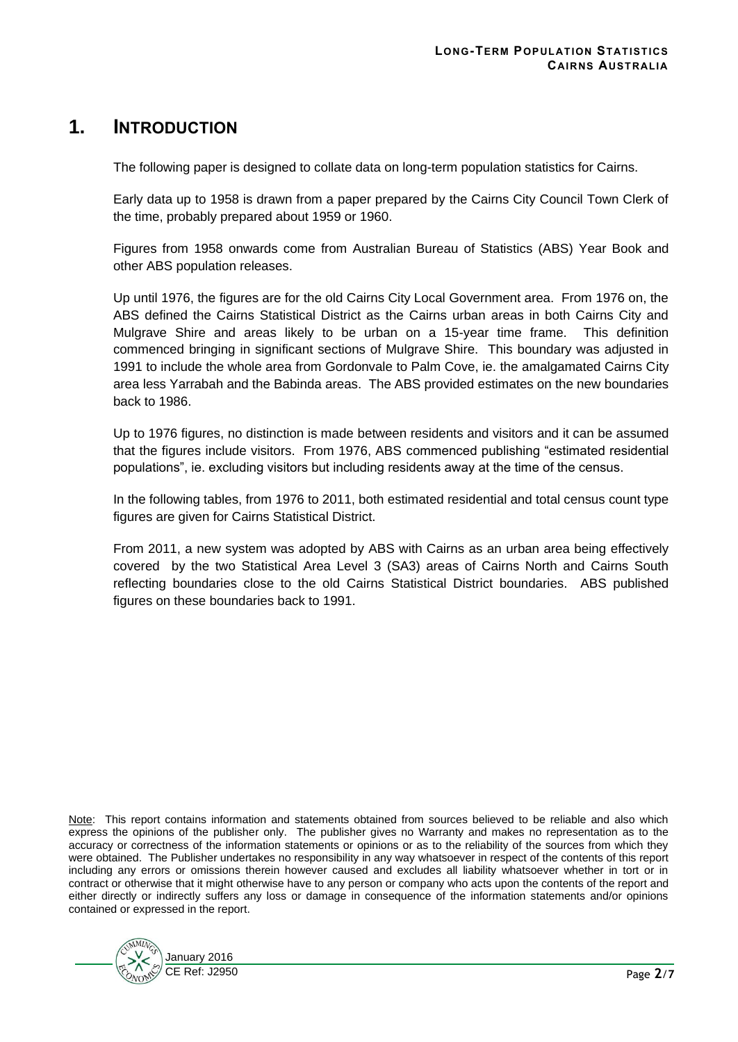# 1. INTRODUCTION

The following paper is designed to collate data on long-term population statistics for Cairns.

Early data up to 1958 is drawn from a paper prepared by the Cairns City Council Town Clerk of the time, probably prepared about 1959 or 1960.

Figures from 1958 onwards come from Australian Bureau of Statistics (ABS) Year Book and other ABS population releases.

Up until 1976, the figures are for the old Cairns City Local Government area. From 1976 on, the ABS defined the Cairns Statistical District as the Cairns urban areas in both Cairns City and Mulgrave Shire and areas likely to be urban on a 15-year time frame. This definition commenced bringing in significant sections of Mulgrave Shire. This boundary was adjusted in 1991 to include the whole area from Gordonvale to Palm Cove, ie. the amalgamated Cairns City area less Yarrabah and the Babinda areas. The ABS provided estimates on the new boundaries back to 1986.

Up to 1976 figures, no distinction is made between residents and visitors and it can be assumed that the figures include visitors. From 1976, ABS commenced publishing "estimated residential populations", ie. excluding visitors but including residents away at the time of the census.

In the following tables, from 1976 to 2011, both estimated residential and total census count type figures are given for Cairns Statistical District.

From 2011, a new system was adopted by ABS with Cairns as an urban area being effectively covered by the two Statistical Area Level 3 (SA3) areas of Cairns North and Cairns South reflecting boundaries close to the old Cairns Statistical District boundaries. ABS published figures on these boundaries back to 1991.

Note: This report contains information and statements obtained from sources believed to be reliable and also which express the opinions of the publisher only. The publisher gives no Warranty and makes no representation as to the accuracy or correctness of the information statements or opinions or as to the reliability of the sources from which they were obtained. The Publisher undertakes no responsibility in any way whatsoever in respect of the contents of this report including any errors or omissions therein however caused and excludes all liability whatsoever whether in tort or in contract or otherwise that it might otherwise have to any person or company who acts upon the contents of the report and either directly or indirectly suffers any loss or damage in consequence of the information statements and/or opinions contained or expressed in the report.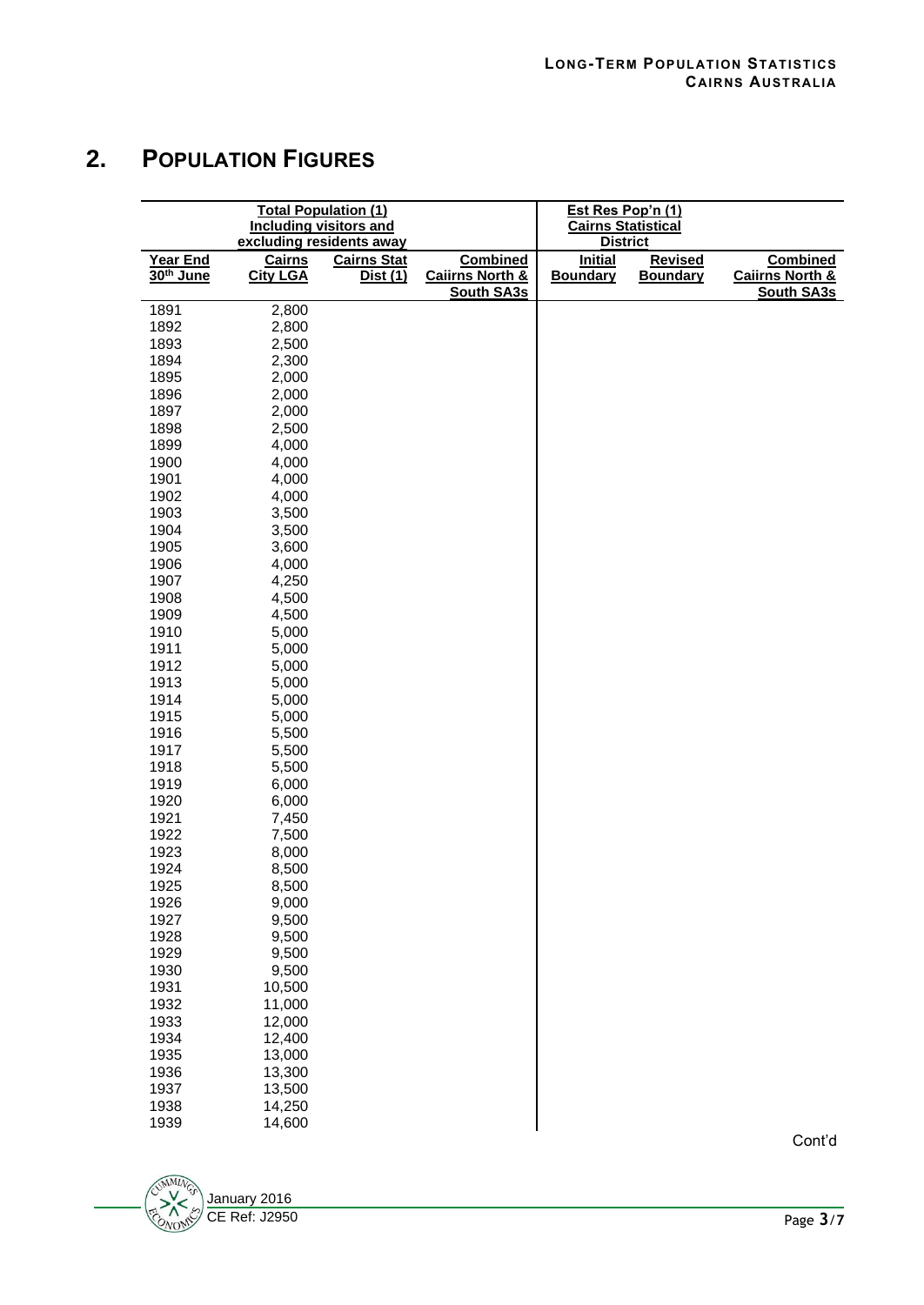## 2. POPULATION FIGURES

| Total Population (1) Including visitors and excluding residents away | | | | Est Res Pop'n (1) Cairns Statistical District | | |
|---|---|---|---|---|---|---|
| Year End 30th June | Cairns City LGA | Cairns Stat Dist (1) | Combined Caiirns North & South SA3s | Initial Boundary | Revised Boundary | Combined Caiirns North & South SA3s |
| 1891 | 2,800 | | | | | |
| 1892 | 2,800 | | | | | |
| 1893 | 2,500 | | | | | |
| 1894 | 2,300 | | | | | |
| 1895 | 2,000 | | | | | |
| 1896 | 2,000 | | | | | |
| 1897 | 2,000 | | | | | |
| 1898 | 2,500 | | | | | |
| 1899 | 4,000 | | | | | |
| 1900 | 4,000 | | | | | |
| 1901 | 4,000 | | | | | |
| 1902 | 4,000 | | | | | |
| 1903 | 3,500 | | | | | |
| 1904 | 3,500 | | | | | |
| 1905 | 3,600 | | | | | |
| 1906 | 4,000 | | | | | |
| 1907 | 4,250 | | | | | |
| 1908 | 4,500 | | | | | |
| 1909 | 4,500 | | | | | |
| 1910 | 5,000 | | | | | |
| 1911 | 5,000 | | | | | |
| 1912 | 5,000 | | | | | |
| 1913 | 5,000 | | | | | |
| 1914 | 5,000 | | | | | |
| 1915 | 5,000 | | | | | |
| 1916 | 5,500 | | | | | |
| 1917 | 5,500 | | | | | |
| 1918 | 5,500 | | | | | |
| 1919 | 6,000 | | | | | |
| 1920 | 6,000 | | | | | |
| 1921 | 7,450 | | | | | |
| 1922 | 7,500 | | | | | |
| 1923 | 8,000 | | | | | |
| 1924 | 8,500 | | | | | |
| 1925 | 8,500 | | | | | |
| 1926 | 9,000 | | | | | |
| 1927 | 9,500 | | | | | |
| 1928 | 9,500 | | | | | |
| 1929 | 9,500 | | | | | |
| 1930 | 9,500 | | | | | |
| 1931 | 10,500 | | | | | |
| 1932 | 11,000 | | | | | |
| 1933 | 12,000 | | | | | |
| 1934 | 12,400 | | | | | |
| 1935 | 13,000 | | | | | |
| 1936 | 13,300 | | | | | |
| 1937 | 13,500 | | | | | |
| 1938 | 14,250 | | | | | |
| 1939 | 14,600 | | | | | |

Cont'd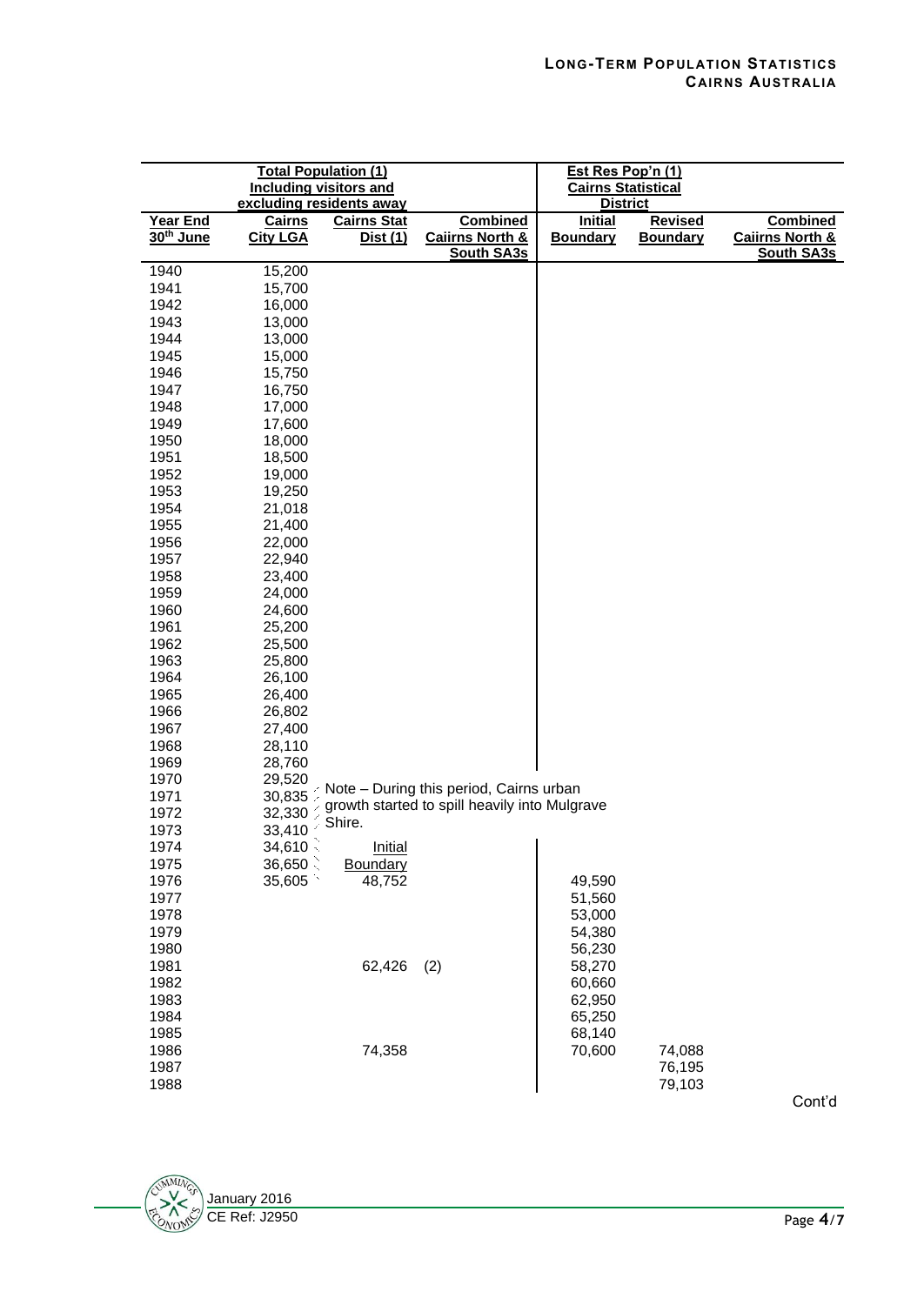| Total Population (1) Including visitors and excluding residents away | | | | Est Res Pop'n (1) Cairns Statistical District | | |
|---|---|---|---|---|---|---|
| Year End 30th June | Cairns City LGA | Cairns Stat Dist (1) | Combined Caiirns North & South SA3s | Initial Boundary | Revised Boundary | Combined Caiirns North & South SA3s |
| 1940 | 15,200 | | | | | |
| 1941 | 15,700 | | | | | |
| 1942 | 16,000 | | | | | |
| 1943 | 13,000 | | | | | |
| 1944 | 13,000 | | | | | |
| 1945 | 15,000 | | | | | |
| 1946 | 15,750 | | | | | |
| 1947 | 16,750 | | | | | |
| 1948 | 17,000 | | | | | |
| 1949 | 17,600 | | | | | |
| 1950 | 18,000 | | | | | |
| 1951 | 18,500 | | | | | |
| 1952 | 19,000 | | | | | |
| 1953 | 19,250 | | | | | |
| 1954 | 21,018 | | | | | |
| 1955 | 21,400 | | | | | |
| 1956 | 22,000 | | | | | |
| 1957 | 22,940 | | | | | |
| 1958 | 23,400 | | | | | |
| 1959 | 24,000 | | | | | |
| 1960 | 24,600 | | | | | |
| 1961 | 25,200 | | | | | |
| 1962 | 25,500 | | | | | |
| 1963 | 25,800 | | | | | |
| 1964 | 26,100 | | | | | |
| 1965 | 26,400 | | | | | |
| 1966 | 26,802 | | | | | |
| 1967 | 27,400 | | | | | |
| 1968 | 28,110 | | | | | |
| 1969 | 28,760 | | | | | |
| 1970 | 29,520 | Note – During this period, Cairns urban growth started to spill heavily into Mulgrave Shire. | | | | |
| 1971 | 30,835 | | | | | |
| 1972 | 32,330 | | | | | |
| 1973 | 33,410 | | | | | |
| 1974 | 34,610 | Initial Boundary | | | | |
| 1975 | 36,650 | | | | | |
| 1976 | 35,605 | 48,752 | | 49,590 | | |
| 1977 | | | | 51,560 | | |
| 1978 | | | | 53,000 | | |
| 1979 | | | | 54,380 | | |
| 1980 | | | | 56,230 | | |
| 1981 | | 62,426 | (2) | 58,270 | | |
| 1982 | | | | 60,660 | | |
| 1983 | | | | 62,950 | | |
| 1984 | | | | 65,250 | | |
| 1985 | | | | 68,140 | | |
| 1986 | | 74,358 | | 70,600 | 74,088 | |
| 1987 | | | | | 76,195 | |
| 1988 | | | | | 79,103 | |

Cont'd

January 2016
CE Ref: J2950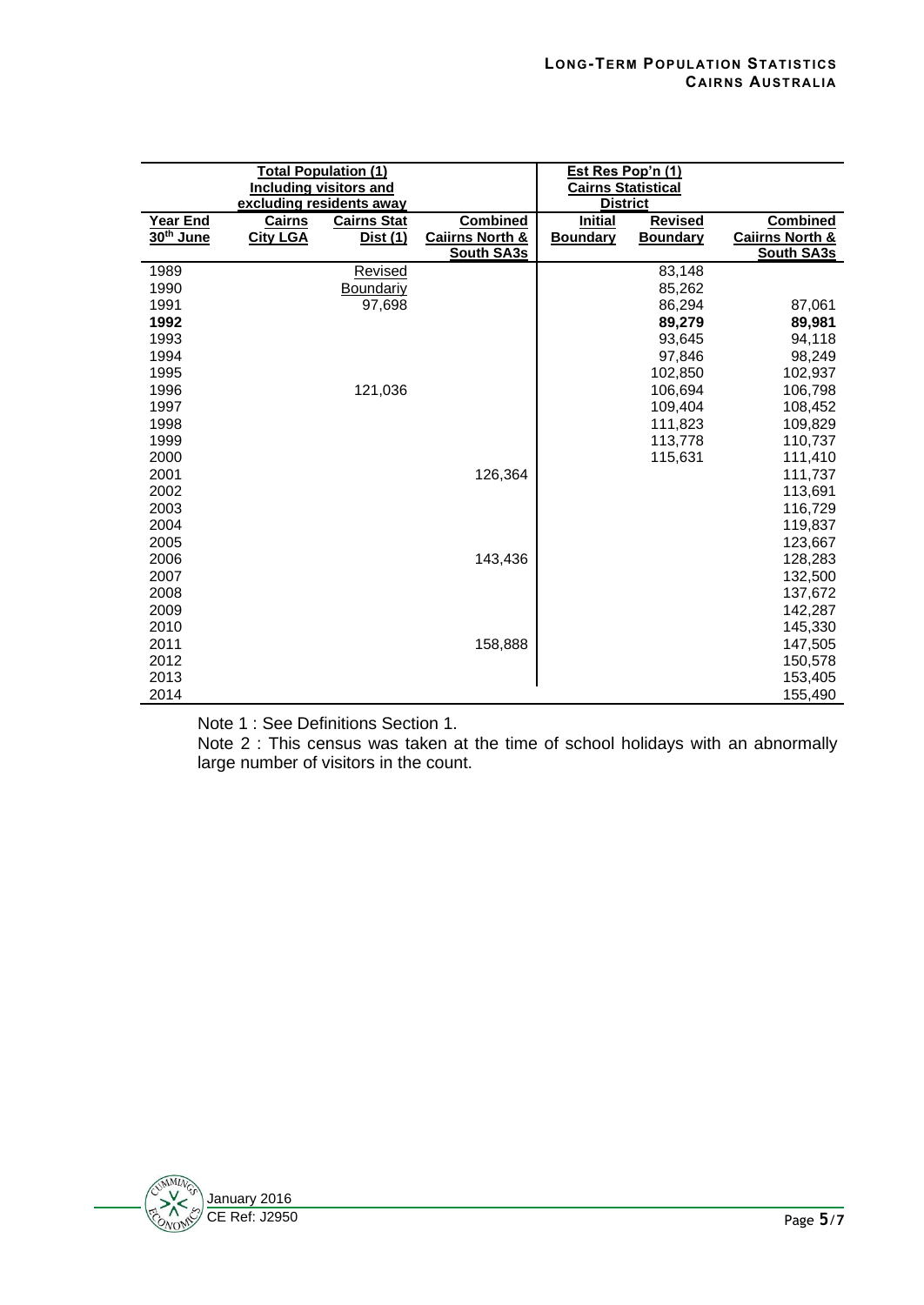| | Total Population (1) Including visitors and excluding residents away | | | Est Res Pop'n (1) Cairns Statistical District | | |
|---|---|---|---|---|---|---|
| **Year End 30th June** | **Cairns City LGA** | **Cairns Stat Dist (1)** | **Combined Caiirns North & South SA3s** | **Initial Boundary** | **Revised Boundary** | **Combined Caiirns North & South SA3s** |
| 1989 | | Revised | | | 83,148 | |
| 1990 | | Boundariy | | | 85,262 | |
| 1991 | | 97,698 | | | 86,294 | 87,061 |
| **1992** | | | | | **89,279** | **89,981** |
| 1993 | | | | | 93,645 | 94,118 |
| 1994 | | | | | 97,846 | 98,249 |
| 1995 | | | | | 102,850 | 102,937 |
| 1996 | | 121,036 | | | 106,694 | 106,798 |
| 1997 | | | | | 109,404 | 108,452 |
| 1998 | | | | | 111,823 | 109,829 |
| 1999 | | | | | 113,778 | 110,737 |
| 2000 | | | | | 115,631 | 111,410 |
| 2001 | | | 126,364 | | | 111,737 |
| 2002 | | | | | | 113,691 |
| 2003 | | | | | | 116,729 |
| 2004 | | | | | | 119,837 |
| 2005 | | | | | | 123,667 |
| 2006 | | | 143,436 | | | 128,283 |
| 2007 | | | | | | 132,500 |
| 2008 | | | | | | 137,672 |
| 2009 | | | | | | 142,287 |
| 2010 | | | | | | 145,330 |
| 2011 | | | 158,888 | | | 147,505 |
| 2012 | | | | | | 150,578 |
| 2013 | | | | | | 153,405 |
| 2014 | | | | | | 155,490 |

Note 1 : See Definitions Section 1.

Note 2 : This census was taken at the time of school holidays with an abnormally large number of visitors in the count.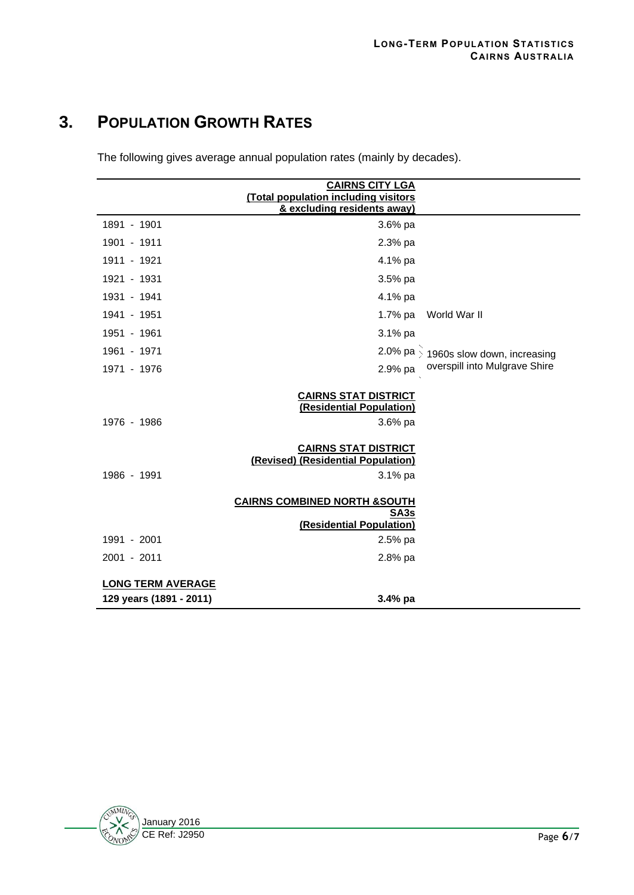# 3. POPULATION GROWTH RATES

The following gives average annual population rates (mainly by decades).

| | CAIRNS CITY LGA (Total population including visitors & excluding residents away) | |
|---|---|---|
| 1891 - 1901 | 3.6% pa | |
| 1901 - 1911 | 2.3% pa | |
| 1911 - 1921 | 4.1% pa | |
| 1921 - 1931 | 3.5% pa | |
| 1931 - 1941 | 4.1% pa | |
| 1941 - 1951 | 1.7% pa | World War II |
| 1951 - 1961 | 3.1% pa | |
| 1961 - 1971 | 2.0% pa | 1960s slow down, increasing overspill into Mulgrave Shire |
| 1971 - 1976 | 2.9% pa | |
| | **CAIRNS STAT DISTRICT (Residential Population)** | |
| 1976 - 1986 | 3.6% pa | |
| | **CAIRNS STAT DISTRICT (Revised) (Residential Population)** | |
| 1986 - 1991 | 3.1% pa | |
| | **CAIRNS COMBINED NORTH &SOUTH SA3s (Residential Population)** | |
| 1991 - 2001 | 2.5% pa | |
| 2001 - 2011 | 2.8% pa | |
| **LONG TERM AVERAGE** | | |
| **129 years (1891 - 2011)** | **3.4% pa** | |

January 2016
CE Ref: J2950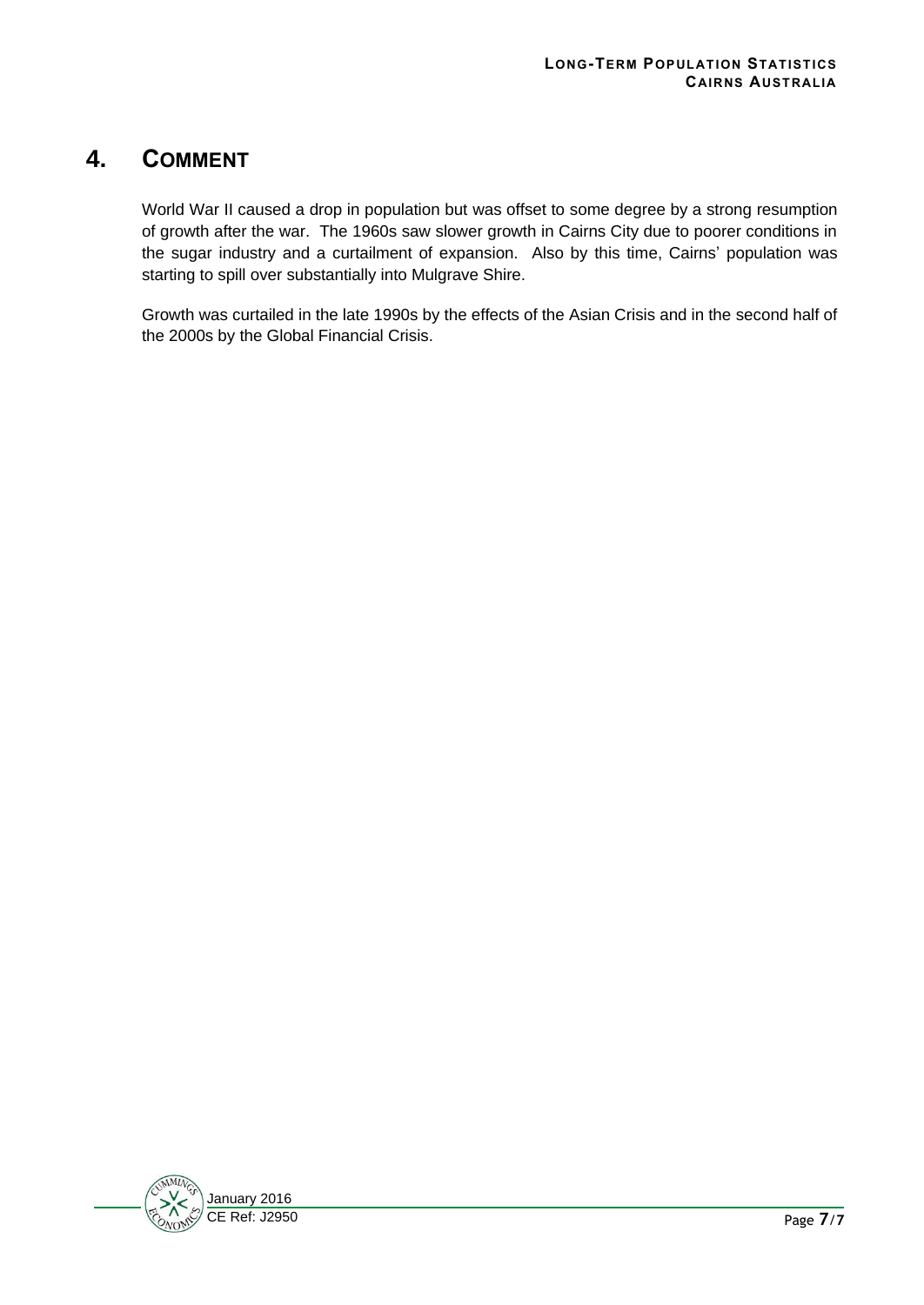# 4. COMMENT

World War II caused a drop in population but was offset to some degree by a strong resumption of growth after the war. The 1960s saw slower growth in Cairns City due to poorer conditions in the sugar industry and a curtailment of expansion. Also by this time, Cairns' population was starting to spill over substantially into Mulgrave Shire.

Growth was curtailed in the late 1990s by the effects of the Asian Crisis and in the second half of the 2000s by the Global Financial Crisis.